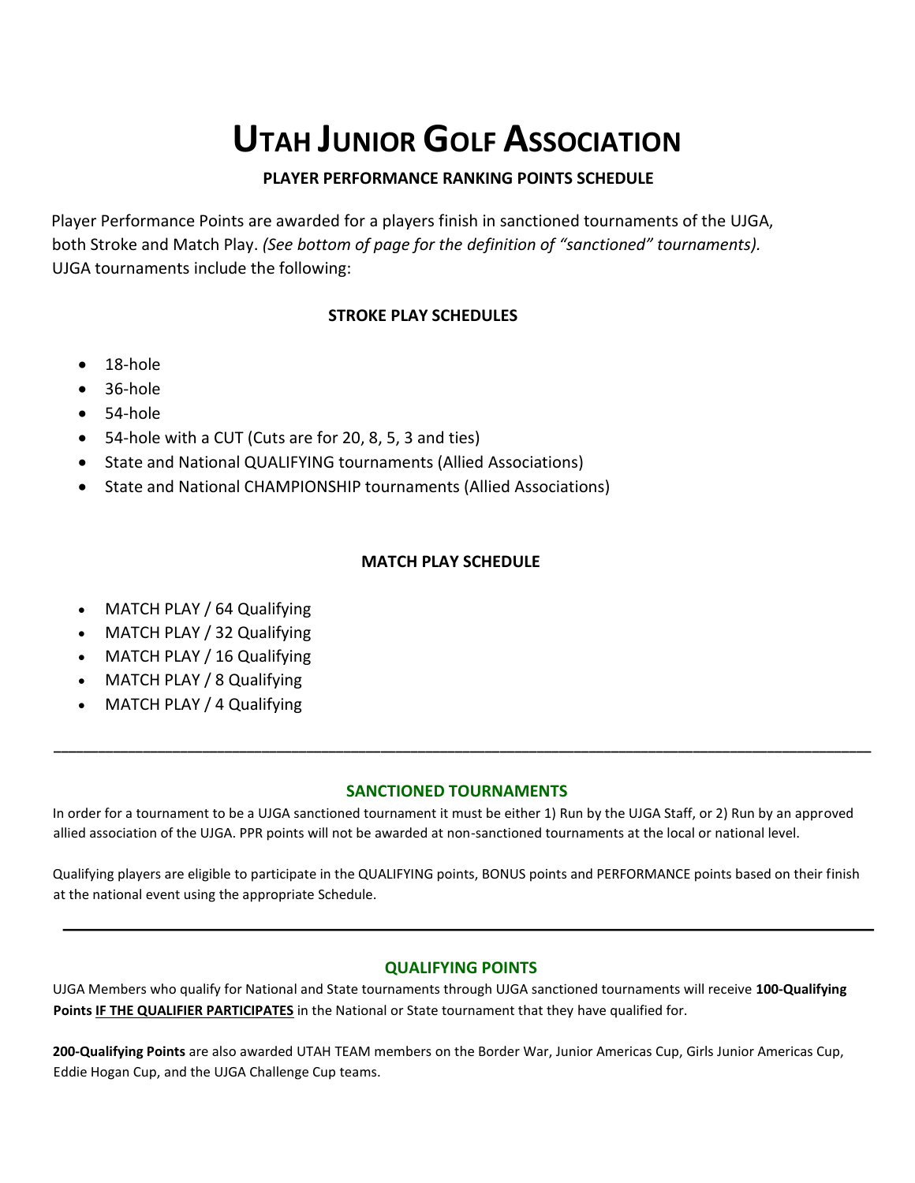# Utah Junior Golf Association

**PLAYER PERFORMANCE RANKING POINTS SCHEDULE**

Player Performance Points are awarded for a players finish in sanctioned tournaments of the UJGA, both Stroke and Match Play. *(See bottom of page for the definition of "sanctioned" tournaments).* UJGA tournaments include the following:

## STROKE PLAY SCHEDULES

- 18-hole
- 36-hole
- 54-hole
- 54-hole with a CUT (Cuts are for 20, 8, 5, 3 and ties)
- State and National QUALIFYING tournaments (Allied Associations)
- State and National CHAMPIONSHIP tournaments (Allied Associations)

## MATCH PLAY SCHEDULE

- MATCH PLAY / 64 Qualifying
- MATCH PLAY / 32 Qualifying
- MATCH PLAY / 16 Qualifying
- MATCH PLAY / 8 Qualifying
- MATCH PLAY / 4 Qualifying

---

## SANCTIONED TOURNAMENTS

In order for a tournament to be a UJGA sanctioned tournament it must be either 1) Run by the UJGA Staff, or 2) Run by an approved allied association of the UJGA. PPR points will not be awarded at non-sanctioned tournaments at the local or national level.

Qualifying players are eligible to participate in the QUALIFYING points, BONUS points and PERFORMANCE points based on their finish at the national event using the appropriate Schedule.

---

## QUALIFYING POINTS

UJGA Members who qualify for National and State tournaments through UJGA sanctioned tournaments will receive **100-Qualifying Points** **<u>IF THE QUALIFIER PARTICIPATES</u>** in the National or State tournament that they have qualified for.

**200-Qualifying Points** are also awarded UTAH TEAM members on the Border War, Junior Americas Cup, Girls Junior Americas Cup, Eddie Hogan Cup, and the UJGA Challenge Cup teams.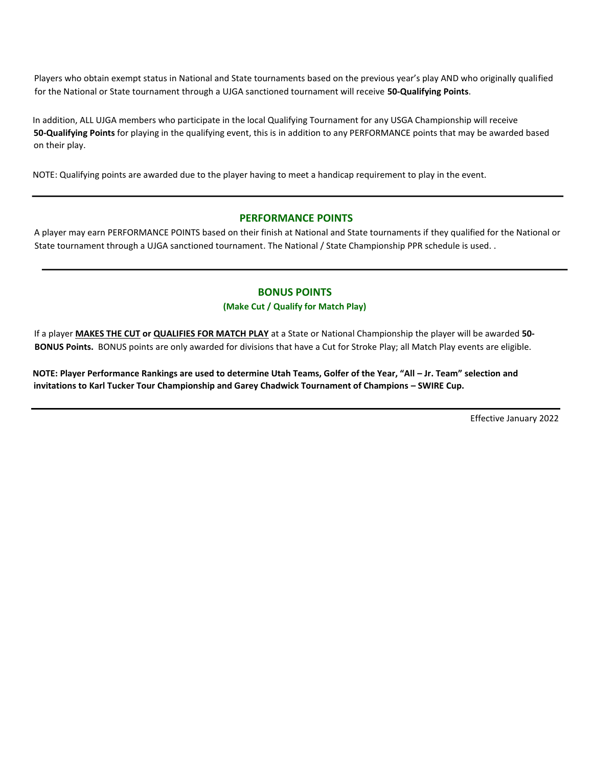Players who obtain exempt status in National and State tournaments based on the previous year's play AND who originally qualified for the National or State tournament through a UJGA sanctioned tournament will receive **50-Qualifying Points**.

In addition, ALL UJGA members who participate in the local Qualifying Tournament for any USGA Championship will receive **50-Qualifying Points** for playing in the qualifying event, this is in addition to any PERFORMANCE points that may be awarded based on their play.

NOTE: Qualifying points are awarded due to the player having to meet a handicap requirement to play in the event.

---

## PERFORMANCE POINTS

A player may earn PERFORMANCE POINTS based on their finish at National and State tournaments if they qualified for the National or State tournament through a UJGA sanctioned tournament. The National / State Championship PPR schedule is used. .

---

## BONUS POINTS

**(Make Cut / Qualify for Match Play)**

If a player **MAKES THE CUT** or **QUALIFIES FOR MATCH PLAY** at a State or National Championship the player will be awarded **50-BONUS Points.** BONUS points are only awarded for divisions that have a Cut for Stroke Play; all Match Play events are eligible.

**NOTE: Player Performance Rankings are used to determine Utah Teams, Golfer of the Year, "All – Jr. Team" selection and invitations to Karl Tucker Tour Championship and Garey Chadwick Tournament of Champions – SWIRE Cup.**

---

Effective January 2022